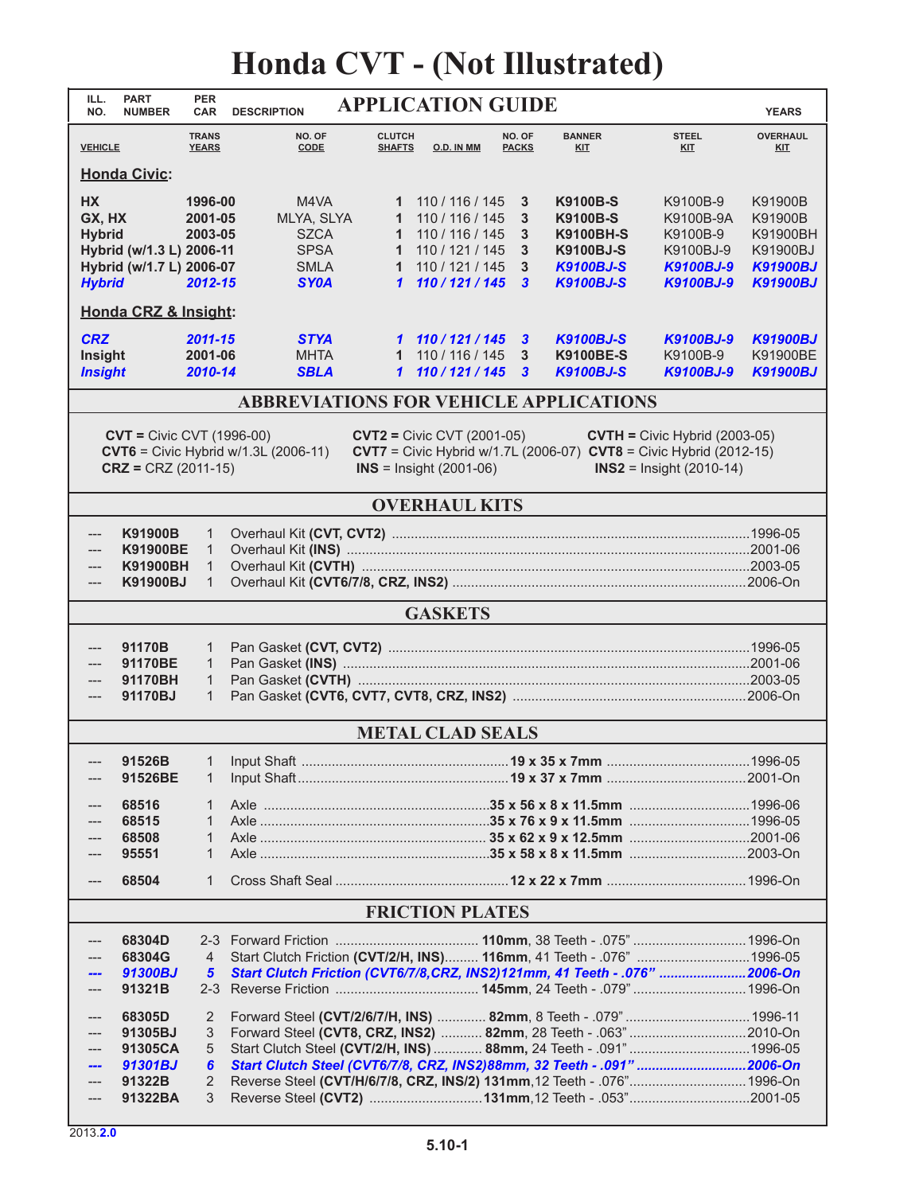# Honda CVT - (Not Illustrated)

| ILL. NO. | PART NUMBER | PER CAR | DESCRIPTION | | YEARS |
|---|---|---|---|---|---|

## APPLICATION GUIDE

| VEHICLE | TRANS YEARS | NO. OF CODE | CLUTCH SHAFTS | O.D. IN MM | NO. OF PACKS | BANNER KIT | STEEL KIT | OVERHAUL KIT |
|---|---|---|---|---|---|---|---|---|
| **Honda Civic:** | | | | | | | | |
| **HX** | **1996-00** | M4VA | **1** | 110 / 116 / 145 | **3** | **K9100B-S** | K9100B-9 | K91900B |
| **GX, HX** | **2001-05** | MLYA, SLYA | **1** | 110 / 116 / 145 | **3** | **K9100B-S** | K9100B-9A | K91900B |
| **Hybrid** | **2003-05** | SZCA | **1** | 110 / 116 / 145 | **3** | **K9100BH-S** | K9100B-9 | K91900BH |
| **Hybrid (w/1.3 L)** | **2006-11** | SPSA | **1** | 110 / 121 / 145 | **3** | **K9100BJ-S** | K9100BJ-9 | K91900BJ |
| **Hybrid (w/1.7 L)** | **2006-07** | SMLA | **1** | 110 / 121 / 145 | **3** | **K9100BJ-S** | **K9100BJ-9** | **K91900BJ** |
| ***Hybrid*** | ***2012-15*** | ***SY0A*** | ***1*** | ***110 / 121 / 145*** | ***3*** | ***K9100BJ-S*** | ***K9100BJ-9*** | ***K91900BJ*** |
| **Honda CRZ & Insight:** | | | | | | | | |
| ***CRZ*** | ***2011-15*** | ***STYA*** | ***1*** | ***110 / 121 / 145*** | ***3*** | ***K9100BJ-S*** | ***K9100BJ-9*** | ***K91900BJ*** |
| **Insight** | **2001-06** | MHTA | **1** | 110 / 116 / 145 | **3** | **K9100BE-S** | K9100B-9 | K91900BE |
| ***Insight*** | ***2010-14*** | ***SBLA*** | ***1*** | ***110 / 121 / 145*** | ***3*** | ***K9100BJ-S*** | ***K9100BJ-9*** | ***K91900BJ*** |

## ABBREVIATIONS FOR VEHICLE APPLICATIONS

**CVT =** Civic CVT (1996-00)
**CVT2 =** Civic CVT (2001-05)
**CVTH =** Civic Hybrid (2003-05)
**CVT6** = Civic Hybrid w/1.3L (2006-11)
**CVT7** = Civic Hybrid w/1.7L (2006-07)
**CVT8** = Civic Hybrid (2012-15)
**CRZ =** CRZ (2011-15)
**INS** = Insight (2001-06)
**INS2** = Insight (2010-14)

## OVERHAUL KITS

| ILL. NO. | PART NUMBER | PER CAR | DESCRIPTION | YEARS |
|---|---|---|---|---|
| --- | **K91900B** | 1 | Overhaul Kit **(CVT, CVT2)** | 1996-05 |
| --- | **K91900BE** | 1 | Overhaul Kit **(INS)** | 2001-06 |
| --- | **K91900BH** | 1 | Overhaul Kit **(CVTH)** | 2003-05 |
| --- | **K91900BJ** | 1 | Overhaul Kit **(CVT6/7/8, CRZ, INS2)** | 2006-On |

## GASKETS

| ILL. NO. | PART NUMBER | PER CAR | DESCRIPTION | YEARS |
|---|---|---|---|---|
| --- | **91170B** | 1 | Pan Gasket **(CVT, CVT2)** | 1996-05 |
| --- | **91170BE** | 1 | Pan Gasket **(INS)** | 2001-06 |
| --- | **91170BH** | 1 | Pan Gasket **(CVTH)** | 2003-05 |
| --- | **91170BJ** | 1 | Pan Gasket **(CVT6, CVT7, CVT8, CRZ, INS2)** | 2006-On |

## METAL CLAD SEALS

| ILL. NO. | PART NUMBER | PER CAR | DESCRIPTION | SIZE | YEARS |
|---|---|---|---|---|---|
| --- | **91526B** | 1 | Input Shaft | **19 x 35 x 7mm** | 1996-05 |
| --- | **91526BE** | 1 | Input Shaft | **19 x 37 x 7mm** | 2001-On |
| --- | **68516** | 1 | Axle | **35 x 56 x 8 x 11.5mm** | 1996-06 |
| --- | **68515** | 1 | Axle | **35 x 76 x 9 x 11.5mm** | 1996-05 |
| --- | **68508** | 1 | Axle | **35 x 62 x 9 x 12.5mm** | 2001-06 |
| --- | **95551** | 1 | Axle | **35 x 58 x 8 x 11.5mm** | 2003-On |
| --- | **68504** | 1 | Cross Shaft Seal | **12 x 22 x 7mm** | 1996-On |

## FRICTION PLATES

| ILL. NO. | PART NUMBER | PER CAR | DESCRIPTION | SPECIFICATION | YEARS |
|---|---|---|---|---|---|
| --- | **68304D** | 2-3 | Forward Friction | **110mm**, 38 Teeth - .075" | 1996-On |
| --- | **68304G** | 4 | Start Clutch Friction **(CVT/2/H, INS)** | **116mm**, 41 Teeth - .076" | 1996-05 |
| ***---*** | ***91300BJ*** | ***5*** | ***Start Clutch Friction (CVT6/7/8, CRZ, INS2)*** | ***121mm, 41 Teeth - .076"*** | ***2006-On*** |
| --- | **91321B** | 2-3 | Reverse Friction | **145mm**, 24 Teeth - .079" | 1996-On |
| --- | **68305D** | 2 | Forward Steel **(CVT/2/6/7/H, INS)** | **82mm**, 8 Teeth - .079" | 1996-11 |
| --- | **91305BJ** | 3 | Forward Steel **(CVT8, CRZ, INS2)** | **82mm**, 28 Teeth - .063" | 2010-On |
| --- | **91305CA** | 5 | Start Clutch Steel **(CVT/2/H, INS)** | **88mm**, 24 Teeth - .091" | 1996-05 |
| ***---*** | ***91301BJ*** | ***6*** | ***Start Clutch Steel (CVT6/7/8, CRZ, INS2)*** | ***88mm, 32 Teeth - .091"*** | ***2006-On*** |
| --- | **91322B** | 2 | Reverse Steel **(CVT/H/6/7/8, CRZ, INS/2)** | **131mm**, 12 Teeth - .076" | 1996-On |
| --- | **91322BA** | 3 | Reverse Steel **(CVT2)** | **131mm**, 12 Teeth - .053" | 2001-05 |

2013.**2.0**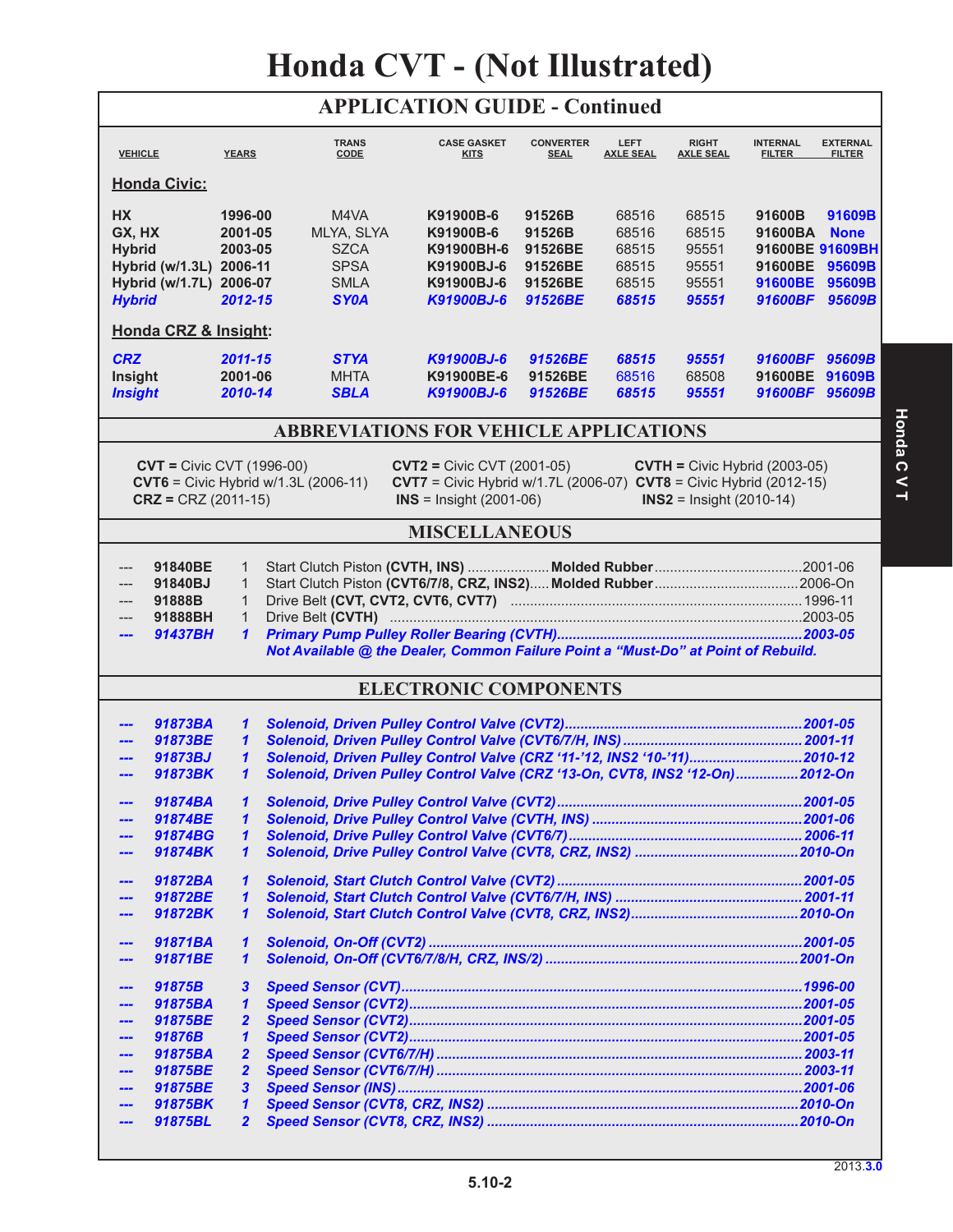# Honda CVT - (Not Illustrated)

## APPLICATION GUIDE - Continued

| VEHICLE | YEARS | TRANS CODE | CASE GASKET KITS | CONVERTER SEAL | LEFT AXLE SEAL | RIGHT AXLE SEAL | INTERNAL FILTER | EXTERNAL FILTER |
|---|---|---|---|---|---|---|---|---|
| **Honda Civic:** | | | | | | | | |
| HX | 1996-00 | M4VA | K91900B-6 | 91526B | 68516 | 68515 | 91600B | 91609B |
| GX, HX | 2001-05 | MLYA, SLYA | K91900B-6 | 91526B | 68516 | 68515 | 91600BA | None |
| Hybrid | 2003-05 | SZCA | K91900BH-6 | 91526BE | 68515 | 95551 | 91600BE | 91609BH |
| Hybrid (w/1.3L) | 2006-11 | SPSA | K91900BJ-6 | 91526BE | 68515 | 95551 | 91600BE | 95609B |
| Hybrid (w/1.7L) | 2006-07 | SMLA | K91900BJ-6 | 91526BE | 68515 | 95551 | 91600BE | 95609B |
| *Hybrid* | *2012-15* | *SY0A* | *K91900BJ-6* | *91526BE* | *68515* | *95551* | *91600BF* | *95609B* |
| **Honda CRZ & Insight:** | | | | | | | | |
| *CRZ* | *2011-15* | *STYA* | *K91900BJ-6* | *91526BE* | *68515* | *95551* | *91600BF* | *95609B* |
| Insight | 2001-06 | MHTA | K91900BE-6 | 91526BE | 68516 | 68508 | 91600BE | 91609B |
| *Insight* | *2010-14* | *SBLA* | *K91900BJ-6* | *91526BE* | *68515* | *95551* | *91600BF* | *95609B* |

## ABBREVIATIONS FOR VEHICLE APPLICATIONS

**CVT** = Civic CVT (1996-00)
**CVT2** = Civic CVT (2001-05)
**CVTH** = Civic Hybrid (2003-05)
**CVT6** = Civic Hybrid w/1.3L (2006-11)
**CVT7** = Civic Hybrid w/1.7L (2006-07)
**CVT8** = Civic Hybrid (2012-15)
**CRZ** = CRZ (2011-15)
**INS** = Insight (2001-06)
**INS2** = Insight (2010-14)

## MISCELLANEOUS

| | | | | |
|---|---|---|---|---|
| --- | 91840BE | 1 | Start Clutch Piston **(CVTH, INS)** .......... **Molded Rubber** | 2001-06 |
| --- | 91840BJ | 1 | Start Clutch Piston **(CVT6/7/8, CRZ, INS2)** ..... **Molded Rubber** | 2006-On |
| --- | 91888B | 1 | Drive Belt **(CVT, CVT2, CVT6, CVT7)** | 1996-11 |
| --- | 91888BH | 1 | Drive Belt **(CVTH)** | 2003-05 |
| *---* | *91437BH* | *1* | *Primary Pump Pulley Roller Bearing (CVTH)* | *2003-05* |

*Not Available @ the Dealer, Common Failure Point a "Must-Do" at Point of Rebuild.*

## ELECTRONIC COMPONENTS

| | | | | |
|---|---|---|---|---|
| *---* | *91873BA* | *1* | *Solenoid, Driven Pulley Control Valve (CVT2)* | *2001-05* |
| *---* | *91873BE* | *1* | *Solenoid, Driven Pulley Control Valve (CVT6/7/H, INS)* | *2001-11* |
| *---* | *91873BJ* | *1* | *Solenoid, Driven Pulley Control Valve (CRZ '11-'12, INS2 '10-'11)* | *2010-12* |
| *---* | *91873BK* | *1* | *Solenoid, Driven Pulley Control Valve (CRZ '13-On, CVT8, INS2 '12-On)* | *2012-On* |
| *---* | *91874BA* | *1* | *Solenoid, Drive Pulley Control Valve (CVT2)* | *2001-05* |
| *---* | *91874BE* | *1* | *Solenoid, Drive Pulley Control Valve (CVTH, INS)* | *2001-06* |
| *---* | *91874BG* | *1* | *Solenoid, Drive Pulley Control Valve (CVT6/7)* | *2006-11* |
| *---* | *91874BK* | *1* | *Solenoid, Drive Pulley Control Valve (CVT8, CRZ, INS2)* | *2010-On* |
| *---* | *91872BA* | *1* | *Solenoid, Start Clutch Control Valve (CVT2)* | *2001-05* |
| *---* | *91872BE* | *1* | *Solenoid, Start Clutch Control Valve (CVT6/7/H, INS)* | *2001-11* |
| *---* | *91872BK* | *1* | *Solenoid, Start Clutch Control Valve (CVT8, CRZ, INS2)* | *2010-On* |
| *---* | *91871BA* | *1* | *Solenoid, On-Off (CVT2)* | *2001-05* |
| *---* | *91871BE* | *1* | *Solenoid, On-Off (CVT6/7/8/H, CRZ, INS/2)* | *2001-On* |
| *---* | *91875B* | *3* | *Speed Sensor (CVT)* | *1996-00* |
| *---* | *91875BA* | *1* | *Speed Sensor (CVT2)* | *2001-05* |
| *---* | *91875BE* | *2* | *Speed Sensor (CVT2)* | *2001-05* |
| *---* | *91876B* | *1* | *Speed Sensor (CVT2)* | *2001-05* |
| *---* | *91875BA* | *2* | *Speed Sensor (CVT6/7/H)* | *2003-11* |
| *---* | *91875BE* | *2* | *Speed Sensor (CVT6/7/H)* | *2003-11* |
| *---* | *91875BE* | *3* | *Speed Sensor (INS)* | *2001-06* |
| *---* | *91875BK* | *1* | *Speed Sensor (CVT8, CRZ, INS2)* | *2010-On* |
| *---* | *91875BL* | *2* | *Speed Sensor (CVT8, CRZ, INS2)* | *2010-On* |

2013.3.0